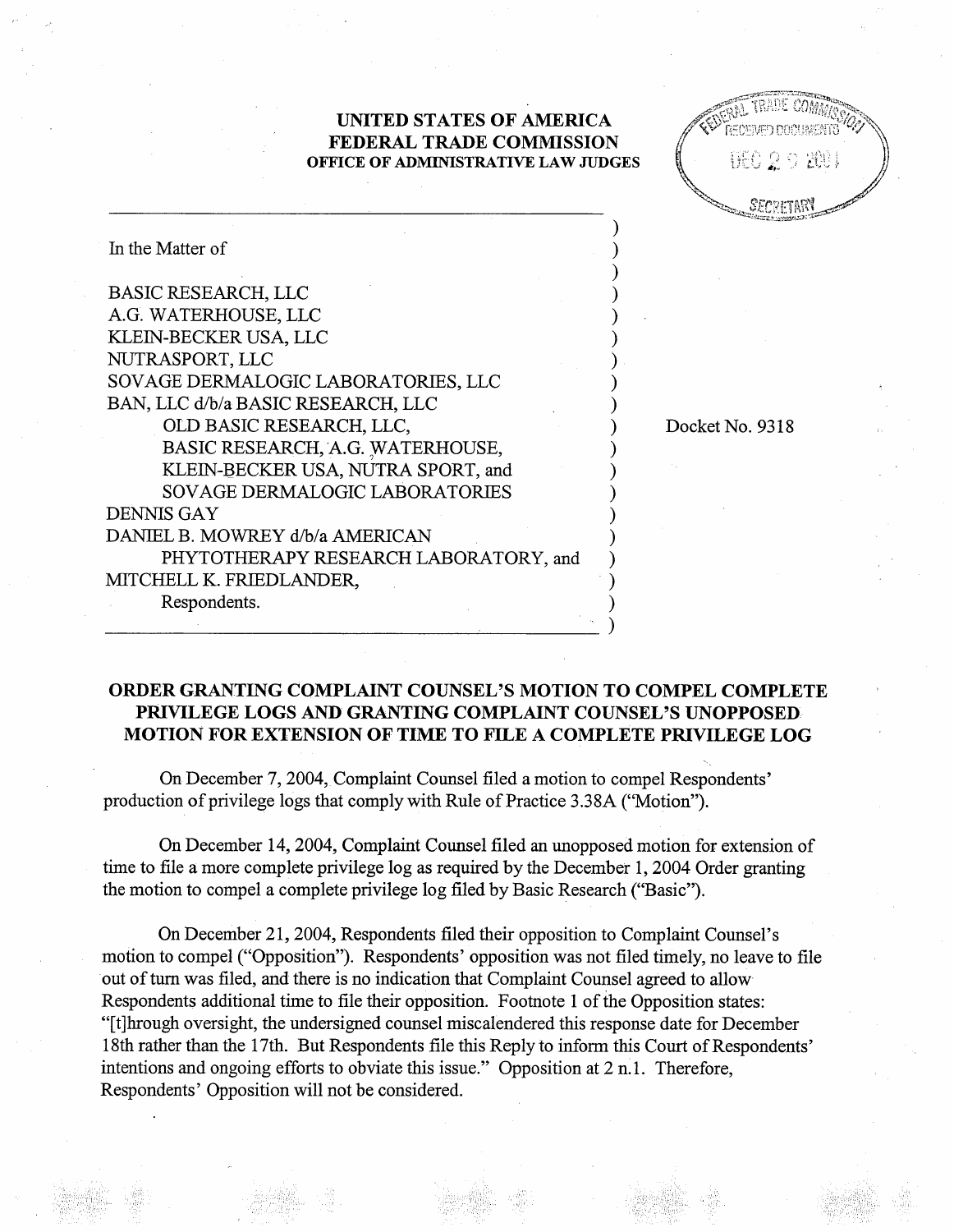**UNITED STATES OF AMERICA**
**FEDERAL TRADE COMMISSION**
**OFFICE OF ADMINISTRATIVE LAW JUDGES**

FEDERAL TRADE COMMISSION
RECEIVED DOCUMENTS
DEC 29 2004
SECRETARY

In the Matter of

BASIC RESEARCH, LLC
A.G. WATERHOUSE, LLC
KLEIN-BECKER USA, LLC
NUTRASPORT, LLC
SOVAGE DERMALOGIC LABORATORIES, LLC
BAN, LLC d/b/a BASIC RESEARCH, LLC
OLD BASIC RESEARCH, LLC,
BASIC RESEARCH, A.G. WATERHOUSE,
KLEIN-BECKER USA, NUTRA SPORT, and
SOVAGE DERMALOGIC LABORATORIES
DENNIS GAY
DANIEL B. MOWREY d/b/a AMERICAN
PHYTOTHERAPY RESEARCH LABORATORY, and
MITCHELL K. FRIEDLANDER,
Respondents.

Docket No. 9318

**ORDER GRANTING COMPLAINT COUNSEL'S MOTION TO COMPEL COMPLETE PRIVILEGE LOGS AND GRANTING COMPLAINT COUNSEL'S UNOPPOSED MOTION FOR EXTENSION OF TIME TO FILE A COMPLETE PRIVILEGE LOG**

On December 7, 2004, Complaint Counsel filed a motion to compel Respondents' production of privilege logs that comply with Rule of Practice 3.38A ("Motion").

On December 14, 2004, Complaint Counsel filed an unopposed motion for extension of time to file a more complete privilege log as required by the December 1, 2004 Order granting the motion to compel a complete privilege log filed by Basic Research ("Basic").

On December 21, 2004, Respondents filed their opposition to Complaint Counsel's motion to compel ("Opposition"). Respondents' opposition was not filed timely, no leave to file out of turn was filed, and there is no indication that Complaint Counsel agreed to allow Respondents additional time to file their opposition. Footnote 1 of the Opposition states: "[t]hrough oversight, the undersigned counsel miscalendered this response date for December 18th rather than the 17th. But Respondents file this Reply to inform this Court of Respondents' intentions and ongoing efforts to obviate this issue." Opposition at 2 n.1. Therefore, Respondents' Opposition will not be considered.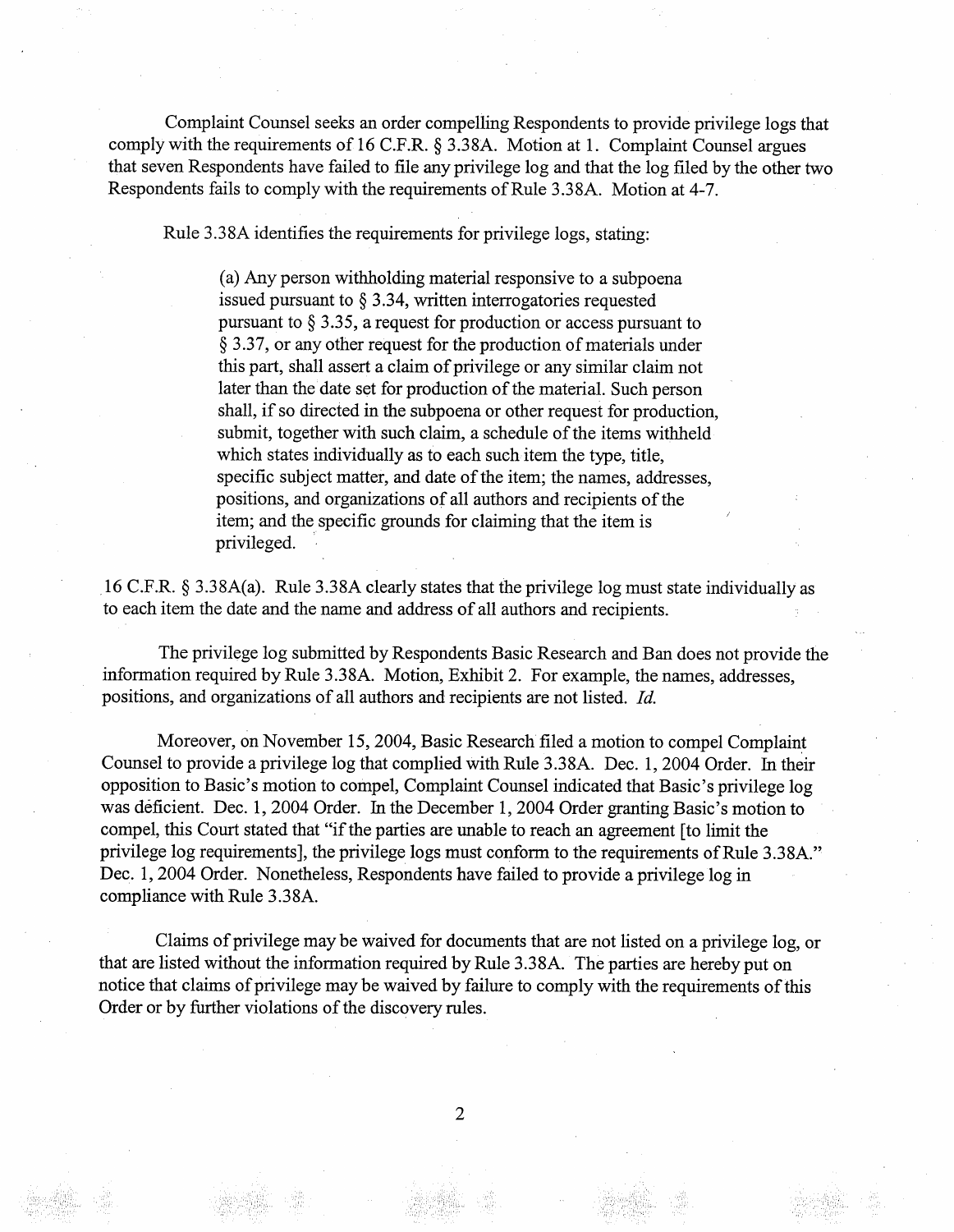Complaint Counsel seeks an order compelling Respondents to provide privilege logs that comply with the requirements of 16 C.F.R. § 3.38A. Motion at 1. Complaint Counsel argues that seven Respondents have failed to file any privilege log and that the log filed by the other two Respondents fails to comply with the requirements of Rule 3.38A. Motion at 4-7.

Rule 3.38A identifies the requirements for privilege logs, stating:

> (a) Any person withholding material responsive to a subpoena issued pursuant to § 3.34, written interrogatories requested pursuant to § 3.35, a request for production or access pursuant to § 3.37, or any other request for the production of materials under this part, shall assert a claim of privilege or any similar claim not later than the date set for production of the material. Such person shall, if so directed in the subpoena or other request for production, submit, together with such claim, a schedule of the items withheld which states individually as to each such item the type, title, specific subject matter, and date of the item; the names, addresses, positions, and organizations of all authors and recipients of the item; and the specific grounds for claiming that the item is privileged.

16 C.F.R. § 3.38A(a). Rule 3.38A clearly states that the privilege log must state individually as to each item the date and the name and address of all authors and recipients.

The privilege log submitted by Respondents Basic Research and Ban does not provide the information required by Rule 3.38A. Motion, Exhibit 2. For example, the names, addresses, positions, and organizations of all authors and recipients are not listed. *Id.*

Moreover, on November 15, 2004, Basic Research filed a motion to compel Complaint Counsel to provide a privilege log that complied with Rule 3.38A. Dec. 1, 2004 Order. In their opposition to Basic's motion to compel, Complaint Counsel indicated that Basic's privilege log was deficient. Dec. 1, 2004 Order. In the December 1, 2004 Order granting Basic's motion to compel, this Court stated that "if the parties are unable to reach an agreement [to limit the privilege log requirements], the privilege logs must conform to the requirements of Rule 3.38A." Dec. 1, 2004 Order. Nonetheless, Respondents have failed to provide a privilege log in compliance with Rule 3.38A.

Claims of privilege may be waived for documents that are not listed on a privilege log, or that are listed without the information required by Rule 3.38A. The parties are hereby put on notice that claims of privilege may be waived by failure to comply with the requirements of this Order or by further violations of the discovery rules.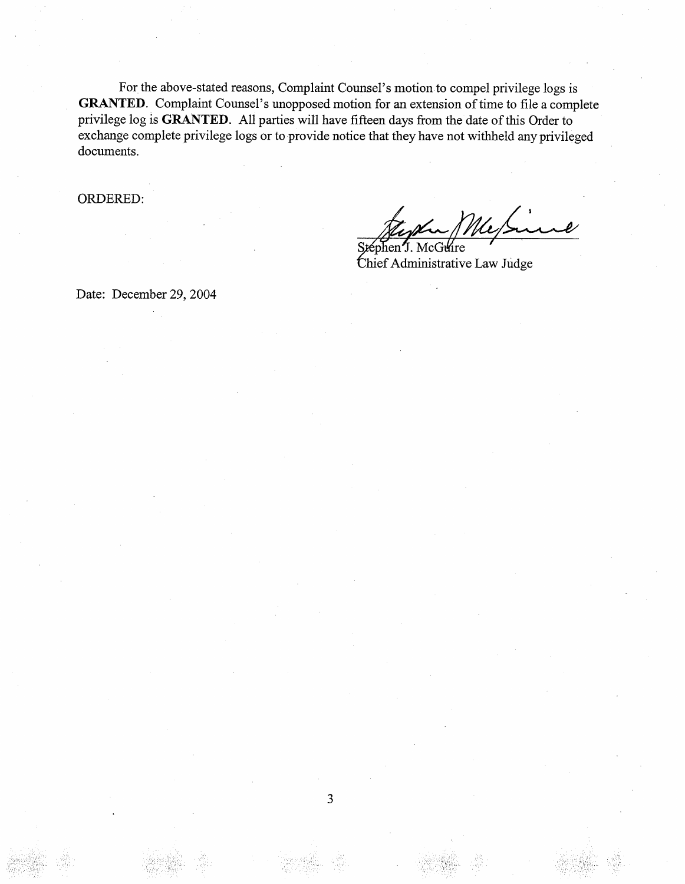For the above-stated reasons, Complaint Counsel's motion to compel privilege logs is **GRANTED**. Complaint Counsel's unopposed motion for an extension of time to file a complete privilege log is **GRANTED**. All parties will have fifteen days from the date of this Order to exchange complete privilege logs or to provide notice that they have not withheld any privileged documents.

ORDERED:

Stephen J. McGuire
Chief Administrative Law Judge

Date: December 29, 2004